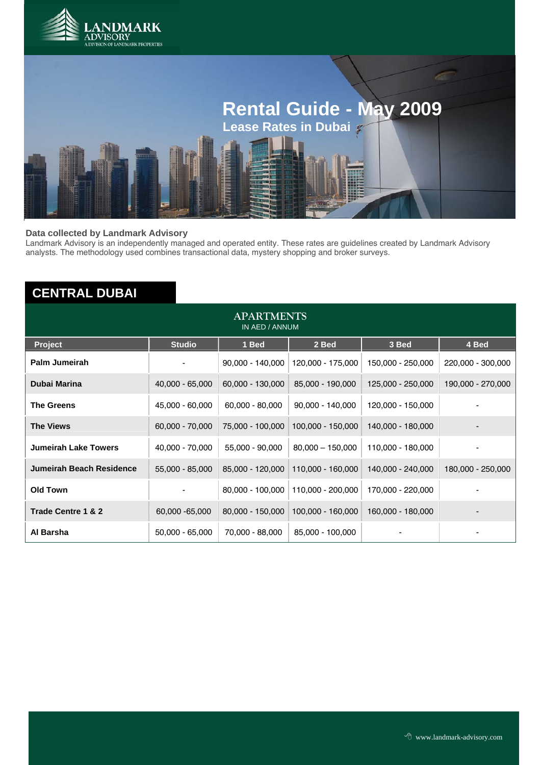LANDMARK ADVISORY
A DIVISION OF LANDMARK PROPERTIES

# Rental Guide - May 2009

## Lease Rates in Dubai

**Data collected by Landmark Advisory**

Landmark Advisory is an independently managed and operated entity. These rates are guidelines created by Landmark Advisory analysts. The methodology used combines transactional data, mystery shopping and broker surveys.

## CENTRAL DUBAI

### APARTMENTS

IN AED / ANNUM

| Project | Studio | 1 Bed | 2 Bed | 3 Bed | 4 Bed |
|---|---|---|---|---|---|
| **Palm Jumeirah** | - | 90,000 - 140,000 | 120,000 - 175,000 | 150,000 - 250,000 | 220,000 - 300,000 |
| **Dubai Marina** | 40,000 - 65,000 | 60,000 - 130,000 | 85,000 - 190,000 | 125,000 - 250,000 | 190,000 - 270,000 |
| **The Greens** | 45,000 - 60,000 | 60,000 - 80,000 | 90,000 - 140,000 | 120,000 - 150,000 | - |
| **The Views** | 60,000 - 70,000 | 75,000 - 100,000 | 100,000 - 150,000 | 140,000 - 180,000 | - |
| **Jumeirah Lake Towers** | 40,000 - 70,000 | 55,000 - 90,000 | 80,000 – 150,000 | 110,000 - 180,000 | - |
| **Jumeirah Beach Residence** | 55,000 - 85,000 | 85,000 - 120,000 | 110,000 - 160,000 | 140,000 - 240,000 | 180,000 - 250,000 |
| **Old Town** | - | 80,000 - 100,000 | 110,000 - 200,000 | 170,000 - 220,000 | - |
| **Trade Centre 1 & 2** | 60,000 -65,000 | 80,000 - 150,000 | 100,000 - 160,000 | 160,000 - 180,000 | - |
| **Al Barsha** | 50,000 - 65,000 | 70,000 - 88,000 | 85,000 - 100,000 | - | - |

www.landmark-advisory.com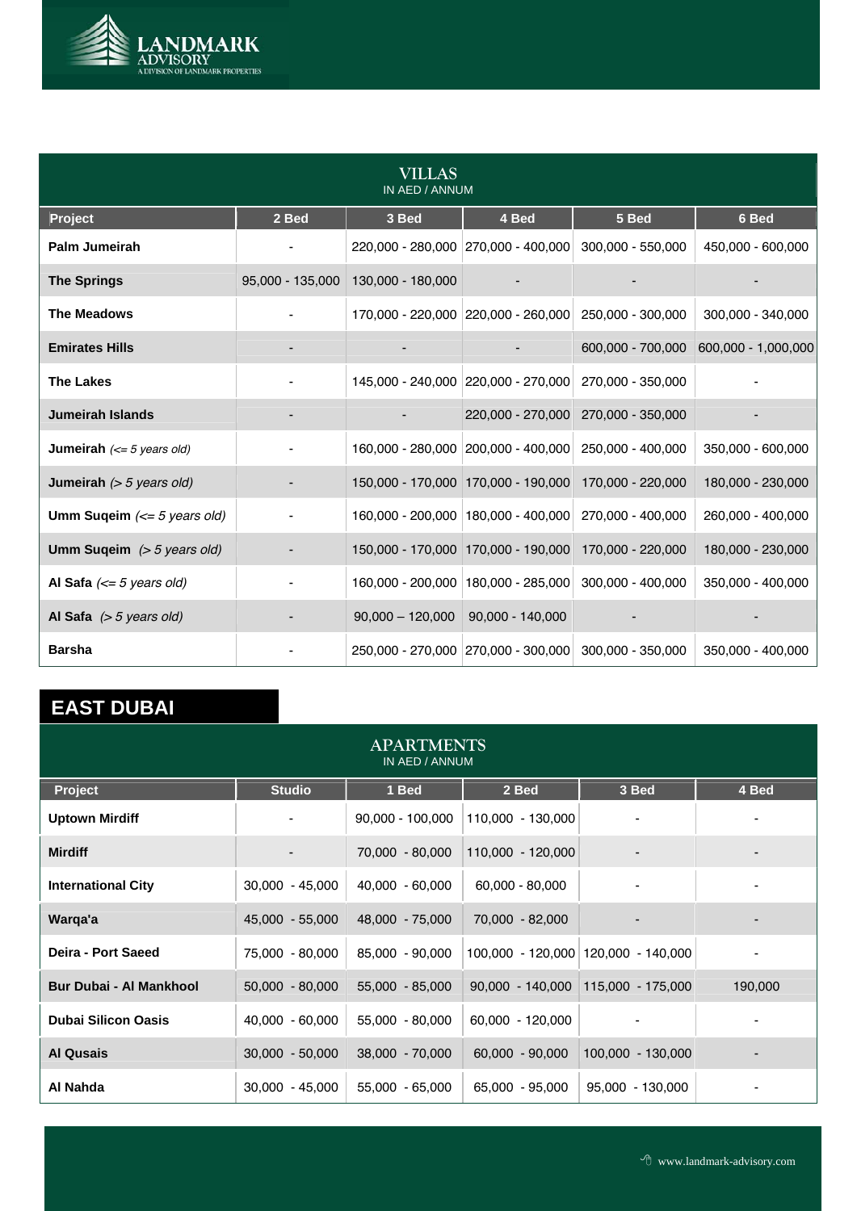## VILLAS

IN AED / ANNUM

| Project | 2 Bed | 3 Bed | 4 Bed | 5 Bed | 6 Bed |
|---|---|---|---|---|---|
| **Palm Jumeirah** | - | 220,000 - 280,000 | 270,000 - 400,000 | 300,000 - 550,000 | 450,000 - 600,000 |
| **The Springs** | 95,000 - 135,000 | 130,000 - 180,000 | - | - | - |
| **The Meadows** | - | 170,000 - 220,000 | 220,000 - 260,000 | 250,000 - 300,000 | 300,000 - 340,000 |
| **Emirates Hills** | - | - | - | 600,000 - 700,000 | 600,000 - 1,000,000 |
| **The Lakes** | - | 145,000 - 240,000 | 220,000 - 270,000 | 270,000 - 350,000 | - |
| **Jumeirah Islands** | - | - | 220,000 - 270,000 | 270,000 - 350,000 | - |
| **Jumeirah** *(<= 5 years old)* | - | 160,000 - 280,000 | 200,000 - 400,000 | 250,000 - 400,000 | 350,000 - 600,000 |
| **Jumeirah** *(> 5 years old)* | - | 150,000 - 170,000 | 170,000 - 190,000 | 170,000 - 220,000 | 180,000 - 230,000 |
| **Umm Suqeim** *(<= 5 years old)* | - | 160,000 - 200,000 | 180,000 - 400,000 | 270,000 - 400,000 | 260,000 - 400,000 |
| **Umm Suqeim** *(> 5 years old)* | - | 150,000 - 170,000 | 170,000 - 190,000 | 170,000 - 220,000 | 180,000 - 230,000 |
| **Al Safa** *(<= 5 years old)* | - | 160,000 - 200,000 | 180,000 - 285,000 | 300,000 - 400,000 | 350,000 - 400,000 |
| **Al Safa** *(> 5 years old)* | - | 90,000 – 120,000 | 90,000 - 140,000 | - | - |
| **Barsha** | - | 250,000 - 270,000 | 270,000 - 300,000 | 300,000 - 350,000 | 350,000 - 400,000 |

## EAST DUBAI

### APARTMENTS

IN AED / ANNUM

| Project | Studio | 1 Bed | 2 Bed | 3 Bed | 4 Bed |
|---|---|---|---|---|---|
| **Uptown Mirdiff** | - | 90,000 - 100,000 | 110,000 - 130,000 | - | - |
| **Mirdiff** | - | 70,000 - 80,000 | 110,000 - 120,000 | - | - |
| **International City** | 30,000 - 45,000 | 40,000 - 60,000 | 60,000 - 80,000 | - | - |
| **Warqa'a** | 45,000 - 55,000 | 48,000 - 75,000 | 70,000 - 82,000 | - | - |
| **Deira - Port Saeed** | 75,000 - 80,000 | 85,000 - 90,000 | 100,000 - 120,000 | 120,000 - 140,000 | - |
| **Bur Dubai - Al Mankhool** | 50,000 - 80,000 | 55,000 - 85,000 | 90,000 - 140,000 | 115,000 - 175,000 | 190,000 |
| **Dubai Silicon Oasis** | 40,000 - 60,000 | 55,000 - 80,000 | 60,000 - 120,000 | - | - |
| **Al Qusais** | 30,000 - 50,000 | 38,000 - 70,000 | 60,000 - 90,000 | 100,000 - 130,000 | - |
| **Al Nahda** | 30,000 - 45,000 | 55,000 - 65,000 | 65,000 - 95,000 | 95,000 - 130,000 | - |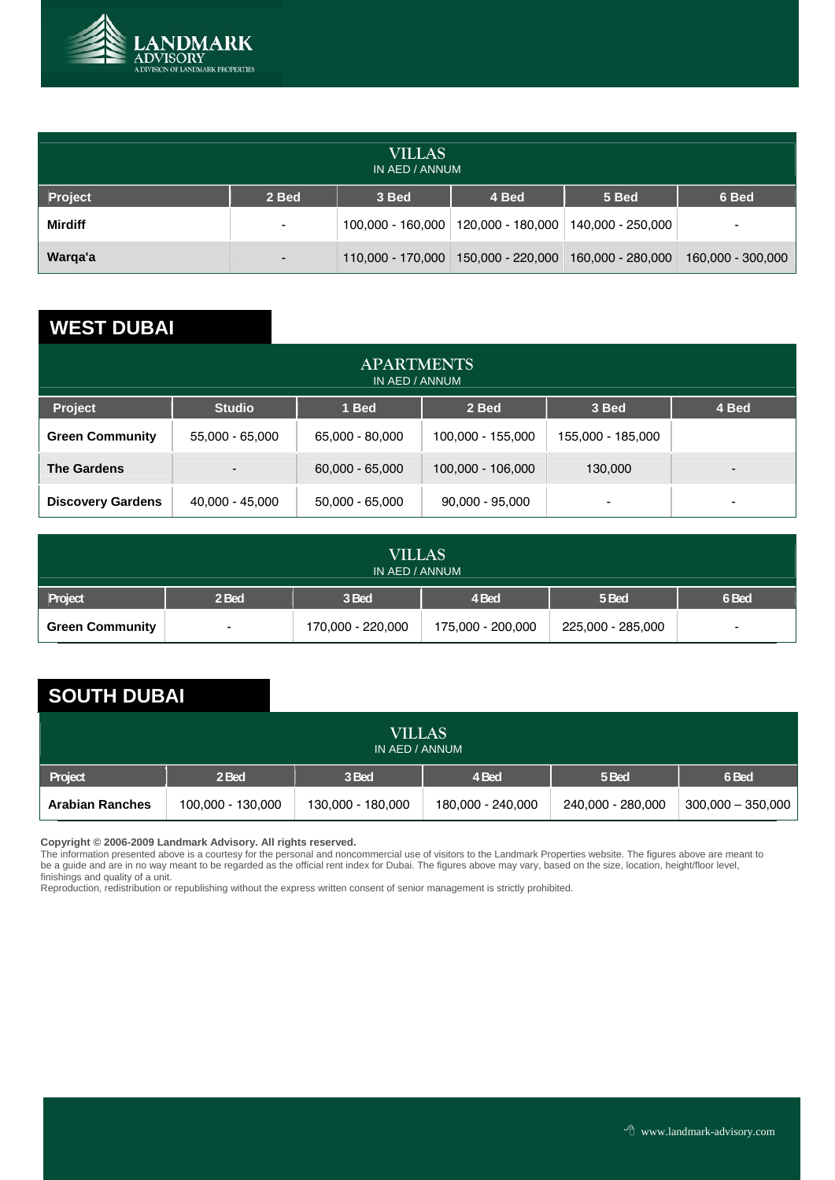| VILLAS IN AED / ANNUM | | | | | |
|---|---|---|---|---|---|
| Project | 2 Bed | 3 Bed | 4 Bed | 5 Bed | 6 Bed |
| Mirdiff | - | 100,000 - 160,000 | 120,000 - 180,000 | 140,000 - 250,000 | - |
| Warqa'a | - | 110,000 - 170,000 | 150,000 - 220,000 | 160,000 - 280,000 | 160,000 - 300,000 |

## WEST DUBAI

| APARTMENTS IN AED / ANNUM | | | | | |
|---|---|---|---|---|---|
| Project | Studio | 1 Bed | 2 Bed | 3 Bed | 4 Bed |
| Green Community | 55,000 - 65,000 | 65,000 - 80,000 | 100,000 - 155,000 | 155,000 - 185,000 | |
| The Gardens | - | 60,000 - 65,000 | 100,000 - 106,000 | 130,000 | - |
| Discovery Gardens | 40,000 - 45,000 | 50,000 - 65,000 | 90,000 - 95,000 | - | - |

| VILLAS IN AED / ANNUM | | | | | |
|---|---|---|---|---|---|
| Project | 2 Bed | 3 Bed | 4 Bed | 5 Bed | 6 Bed |
| Green Community | - | 170,000 - 220,000 | 175,000 - 200,000 | 225,000 - 285,000 | - |

## SOUTH DUBAI

| VILLAS IN AED / ANNUM | | | | | |
|---|---|---|---|---|---|
| Project | 2 Bed | 3 Bed | 4 Bed | 5 Bed | 6 Bed |
| Arabian Ranches | 100,000 - 130,000 | 130,000 - 180,000 | 180,000 - 240,000 | 240,000 - 280,000 | 300,000 – 350,000 |

**Copyright © 2006-2009 Landmark Advisory. All rights reserved.**
The information presented above is a courtesy for the personal and noncommercial use of visitors to the Landmark Properties website. The figures above are meant to be a guide and are in no way meant to be regarded as the official rent index for Dubai. The figures above may vary, based on the size, location, height/floor level, finishings and quality of a unit.
Reproduction, redistribution or republishing without the express written consent of senior management is strictly prohibited.

www.landmark-advisory.com